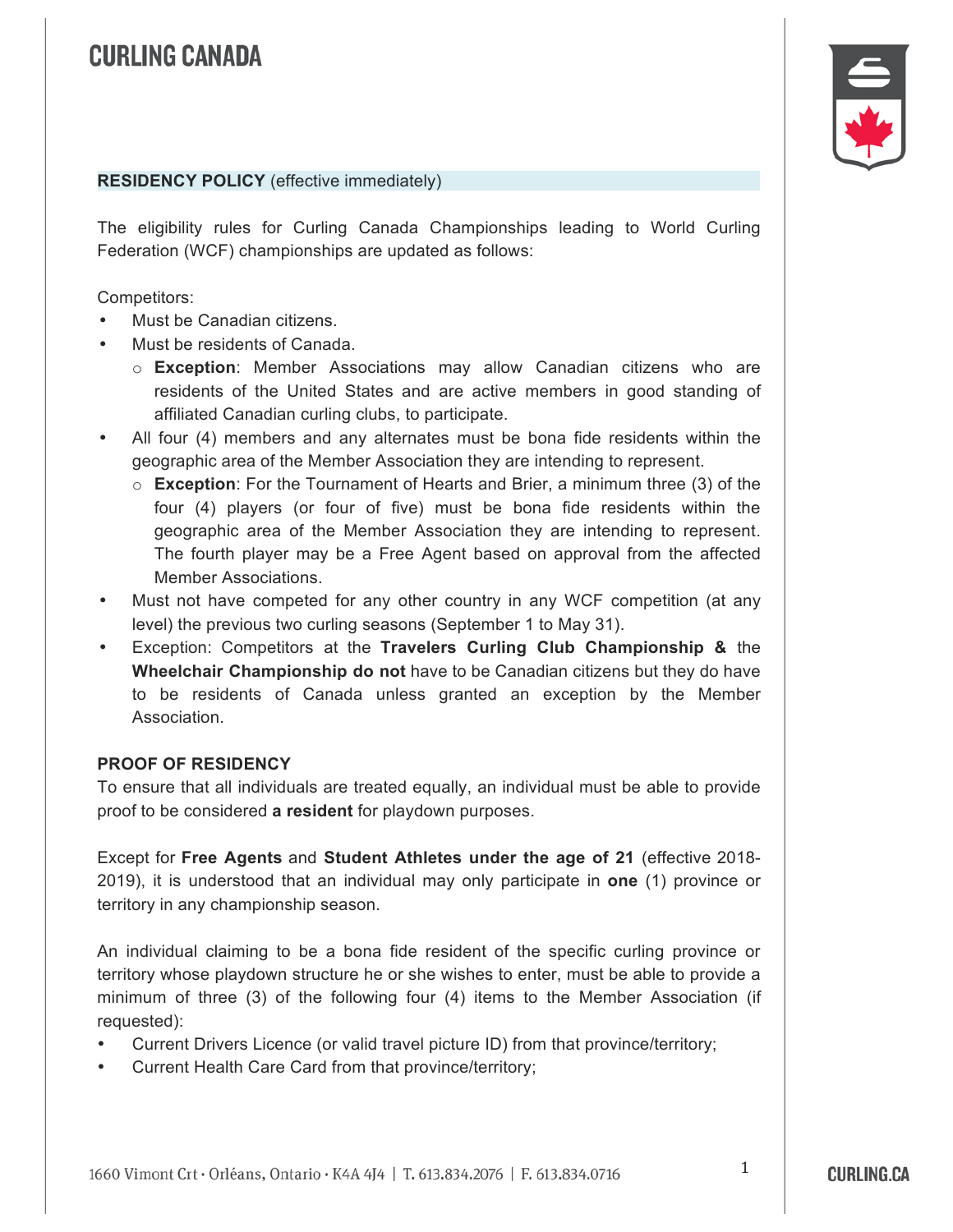# CURLING CANADA

**RESIDENCY POLICY** (effective immediately)

The eligibility rules for Curling Canada Championships leading to World Curling Federation (WCF) championships are updated as follows:

Competitors:

- Must be Canadian citizens.
- Must be residents of Canada.
  - **Exception**: Member Associations may allow Canadian citizens who are residents of the United States and are active members in good standing of affiliated Canadian curling clubs, to participate.
- All four (4) members and any alternates must be bona fide residents within the geographic area of the Member Association they are intending to represent.
  - **Exception**: For the Tournament of Hearts and Brier, a minimum three (3) of the four (4) players (or four of five) must be bona fide residents within the geographic area of the Member Association they are intending to represent. The fourth player may be a Free Agent based on approval from the affected Member Associations.
- Must not have competed for any other country in any WCF competition (at any level) the previous two curling seasons (September 1 to May 31).
- Exception: Competitors at the **Travelers Curling Club Championship &** the **Wheelchair Championship do not** have to be Canadian citizens but they do have to be residents of Canada unless granted an exception by the Member Association.

**PROOF OF RESIDENCY**

To ensure that all individuals are treated equally, an individual must be able to provide proof to be considered **a resident** for playdown purposes.

Except for **Free Agents** and **Student Athletes under the age of 21** (effective 2018-2019), it is understood that an individual may only participate in **one** (1) province or territory in any championship season.

An individual claiming to be a bona fide resident of the specific curling province or territory whose playdown structure he or she wishes to enter, must be able to provide a minimum of three (3) of the following four (4) items to the Member Association (if requested):

- Current Drivers Licence (or valid travel picture ID) from that province/territory;
- Current Health Care Card from that province/territory;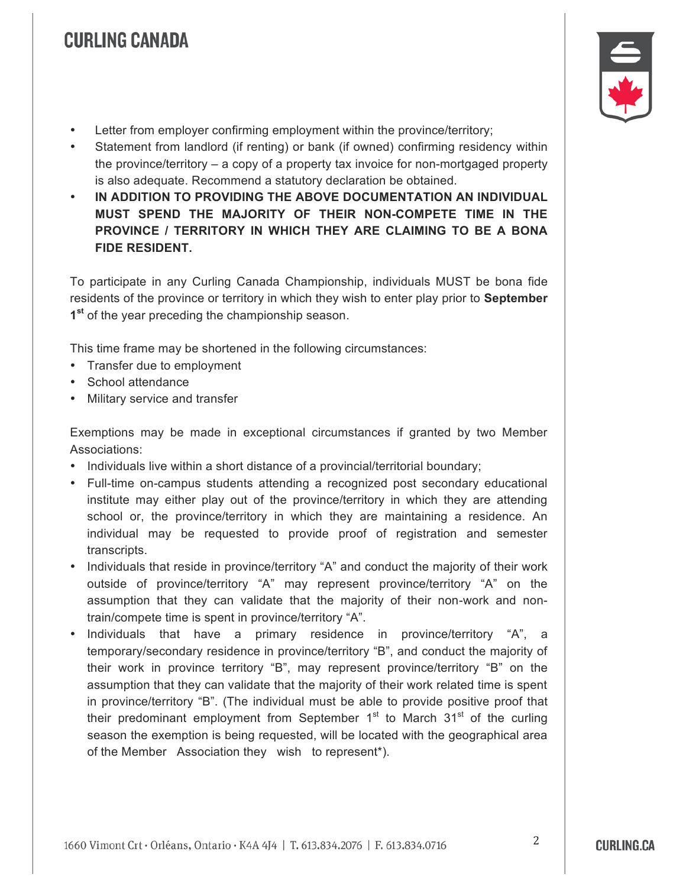- Letter from employer confirming employment within the province/territory;
- Statement from landlord (if renting) or bank (if owned) confirming residency within the province/territory – a copy of a property tax invoice for non-mortgaged property is also adequate. Recommend a statutory declaration be obtained.
- **IN ADDITION TO PROVIDING THE ABOVE DOCUMENTATION AN INDIVIDUAL MUST SPEND THE MAJORITY OF THEIR NON-COMPETE TIME IN THE PROVINCE / TERRITORY IN WHICH THEY ARE CLAIMING TO BE A BONA FIDE RESIDENT.**

To participate in any Curling Canada Championship, individuals MUST be bona fide residents of the province or territory in which they wish to enter play prior to **September 1st** of the year preceding the championship season.

This time frame may be shortened in the following circumstances:

- Transfer due to employment
- School attendance
- Military service and transfer

Exemptions may be made in exceptional circumstances if granted by two Member Associations:

- Individuals live within a short distance of a provincial/territorial boundary;
- Full-time on-campus students attending a recognized post secondary educational institute may either play out of the province/territory in which they are attending school or, the province/territory in which they are maintaining a residence. An individual may be requested to provide proof of registration and semester transcripts.
- Individuals that reside in province/territory "A" and conduct the majority of their work outside of province/territory "A" may represent province/territory "A" on the assumption that they can validate that the majority of their non-work and non-train/compete time is spent in province/territory "A".
- Individuals that have a primary residence in province/territory "A", a temporary/secondary residence in province/territory "B", and conduct the majority of their work in province territory "B", may represent province/territory "B" on the assumption that they can validate that the majority of their work related time is spent in province/territory "B". (The individual must be able to provide positive proof that their predominant employment from September 1st to March 31st of the curling season the exemption is being requested, will be located with the geographical area of the Member Association they wish to represent*).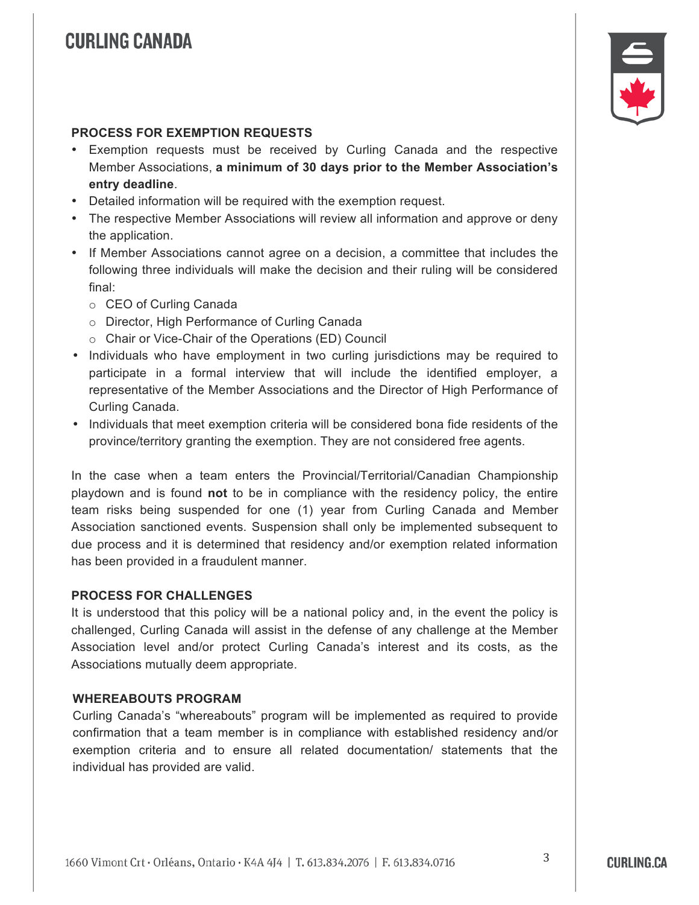## PROCESS FOR EXEMPTION REQUESTS

- Exemption requests must be received by Curling Canada and the respective Member Associations, **a minimum of 30 days prior to the Member Association's entry deadline**.
- Detailed information will be required with the exemption request.
- The respective Member Associations will review all information and approve or deny the application.
- If Member Associations cannot agree on a decision, a committee that includes the following three individuals will make the decision and their ruling will be considered final:
  - CEO of Curling Canada
  - Director, High Performance of Curling Canada
  - Chair or Vice-Chair of the Operations (ED) Council
- Individuals who have employment in two curling jurisdictions may be required to participate in a formal interview that will include the identified employer, a representative of the Member Associations and the Director of High Performance of Curling Canada.
- Individuals that meet exemption criteria will be considered bona fide residents of the province/territory granting the exemption. They are not considered free agents.

In the case when a team enters the Provincial/Territorial/Canadian Championship playdown and is found **not** to be in compliance with the residency policy, the entire team risks being suspended for one (1) year from Curling Canada and Member Association sanctioned events. Suspension shall only be implemented subsequent to due process and it is determined that residency and/or exemption related information has been provided in a fraudulent manner.

## PROCESS FOR CHALLENGES

It is understood that this policy will be a national policy and, in the event the policy is challenged, Curling Canada will assist in the defense of any challenge at the Member Association level and/or protect Curling Canada's interest and its costs, as the Associations mutually deem appropriate.

## WHEREABOUTS PROGRAM

Curling Canada's "whereabouts" program will be implemented as required to provide confirmation that a team member is in compliance with established residency and/or exemption criteria and to ensure all related documentation/ statements that the individual has provided are valid.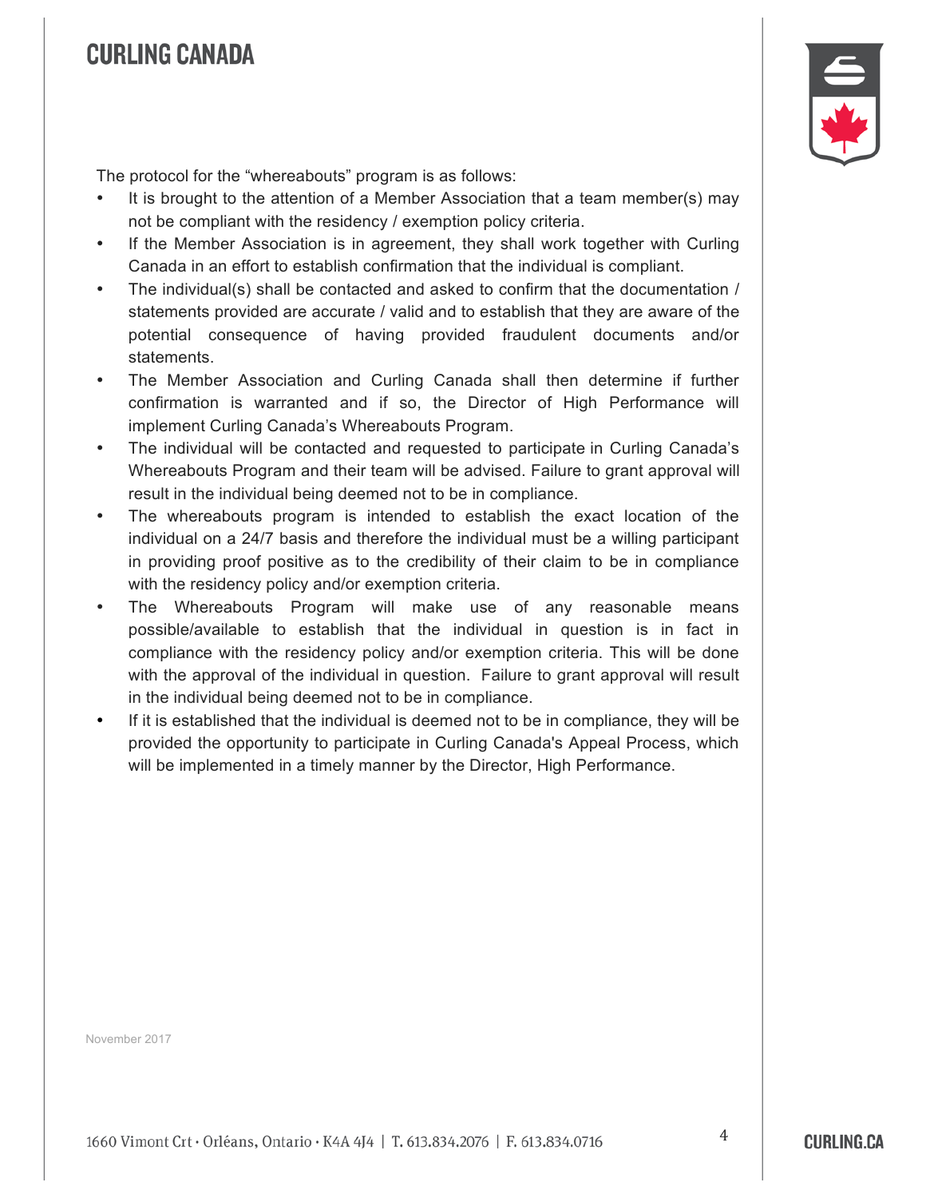The protocol for the “whereabouts” program is as follows:

- It is brought to the attention of a Member Association that a team member(s) may not be compliant with the residency / exemption policy criteria.
- If the Member Association is in agreement, they shall work together with Curling Canada in an effort to establish confirmation that the individual is compliant.
- The individual(s) shall be contacted and asked to confirm that the documentation / statements provided are accurate / valid and to establish that they are aware of the potential consequence of having provided fraudulent documents and/or statements.
- The Member Association and Curling Canada shall then determine if further confirmation is warranted and if so, the Director of High Performance will implement Curling Canada’s Whereabouts Program.
- The individual will be contacted and requested to participate in Curling Canada’s Whereabouts Program and their team will be advised. Failure to grant approval will result in the individual being deemed not to be in compliance.
- The whereabouts program is intended to establish the exact location of the individual on a 24/7 basis and therefore the individual must be a willing participant in providing proof positive as to the credibility of their claim to be in compliance with the residency policy and/or exemption criteria.
- The Whereabouts Program will make use of any reasonable means possible/available to establish that the individual in question is in fact in compliance with the residency policy and/or exemption criteria. This will be done with the approval of the individual in question. Failure to grant approval will result in the individual being deemed not to be in compliance.
- If it is established that the individual is deemed not to be in compliance, they will be provided the opportunity to participate in Curling Canada's Appeal Process, which will be implemented in a timely manner by the Director, High Performance.

November 2017